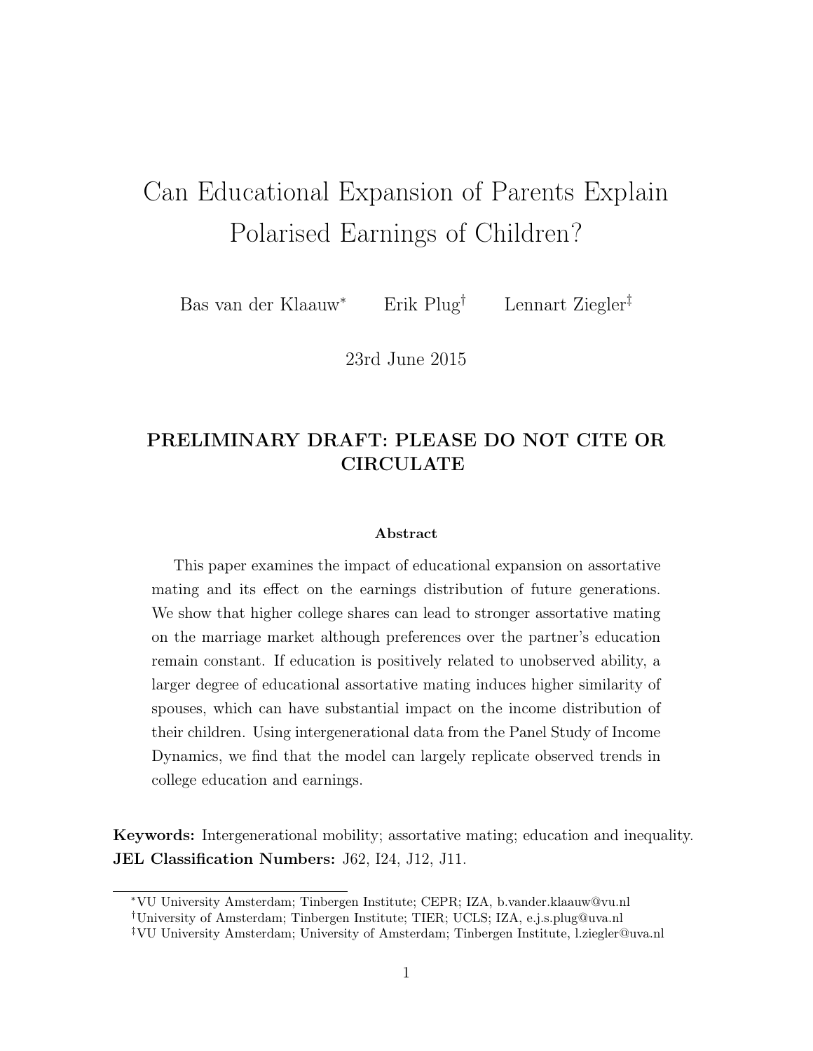# Can Educational Expansion of Parents Explain Polarised Earnings of Children?

Bas van der Klaauw[*] Erik Plug[†] Lennart Ziegler[‡]

23rd June 2015

**PRELIMINARY DRAFT: PLEASE DO NOT CITE OR CIRCULATE**

**Abstract**

This paper examines the impact of educational expansion on assortative mating and its effect on the earnings distribution of future generations. We show that higher college shares can lead to stronger assortative mating on the marriage market although preferences over the partner's education remain constant. If education is positively related to unobserved ability, a larger degree of educational assortative mating induces higher similarity of spouses, which can have substantial impact on the income distribution of their children. Using intergenerational data from the Panel Study of Income Dynamics, we find that the model can largely replicate observed trends in college education and earnings.

**Keywords:** Intergenerational mobility; assortative mating; education and inequality.
**JEL Classification Numbers:** J62, I24, J12, J11.

---

[*] VU University Amsterdam; Tinbergen Institute; CEPR; IZA, b.vander.klaauw@vu.nl

[†] University of Amsterdam; Tinbergen Institute; TIER; UCLS; IZA, e.j.s.plug@uva.nl

[‡] VU University Amsterdam; University of Amsterdam; Tinbergen Institute, l.ziegler@uva.nl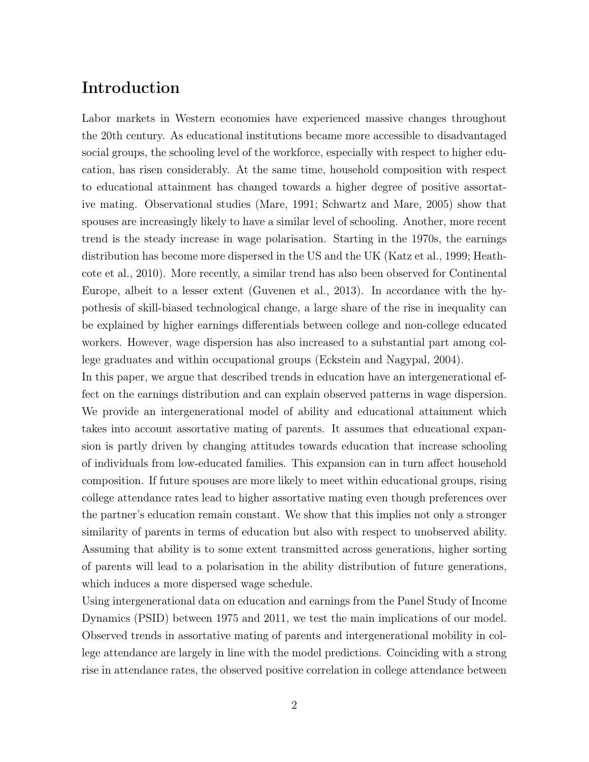# Introduction

Labor markets in Western economies have experienced massive changes throughout the 20th century. As educational institutions became more accessible to disadvantaged social groups, the schooling level of the workforce, especially with respect to higher education, has risen considerably. At the same time, household composition with respect to educational attainment has changed towards a higher degree of positive assortative mating. Observational studies (Mare, 1991; Schwartz and Mare, 2005) show that spouses are increasingly likely to have a similar level of schooling. Another, more recent trend is the steady increase in wage polarisation. Starting in the 1970s, the earnings distribution has become more dispersed in the US and the UK (Katz et al., 1999; Heathcote et al., 2010). More recently, a similar trend has also been observed for Continental Europe, albeit to a lesser extent (Guvenen et al., 2013). In accordance with the hypothesis of skill-biased technological change, a large share of the rise in inequality can be explained by higher earnings differentials between college and non-college educated workers. However, wage dispersion has also increased to a substantial part among college graduates and within occupational groups (Eckstein and Nagypal, 2004).

In this paper, we argue that described trends in education have an intergenerational effect on the earnings distribution and can explain observed patterns in wage dispersion. We provide an intergenerational model of ability and educational attainment which takes into account assortative mating of parents. It assumes that educational expansion is partly driven by changing attitudes towards education that increase schooling of individuals from low-educated families. This expansion can in turn affect household composition. If future spouses are more likely to meet within educational groups, rising college attendance rates lead to higher assortative mating even though preferences over the partner's education remain constant. We show that this implies not only a stronger similarity of parents in terms of education but also with respect to unobserved ability. Assuming that ability is to some extent transmitted across generations, higher sorting of parents will lead to a polarisation in the ability distribution of future generations, which induces a more dispersed wage schedule.

Using intergenerational data on education and earnings from the Panel Study of Income Dynamics (PSID) between 1975 and 2011, we test the main implications of our model. Observed trends in assortative mating of parents and intergenerational mobility in college attendance are largely in line with the model predictions. Coinciding with a strong rise in attendance rates, the observed positive correlation in college attendance between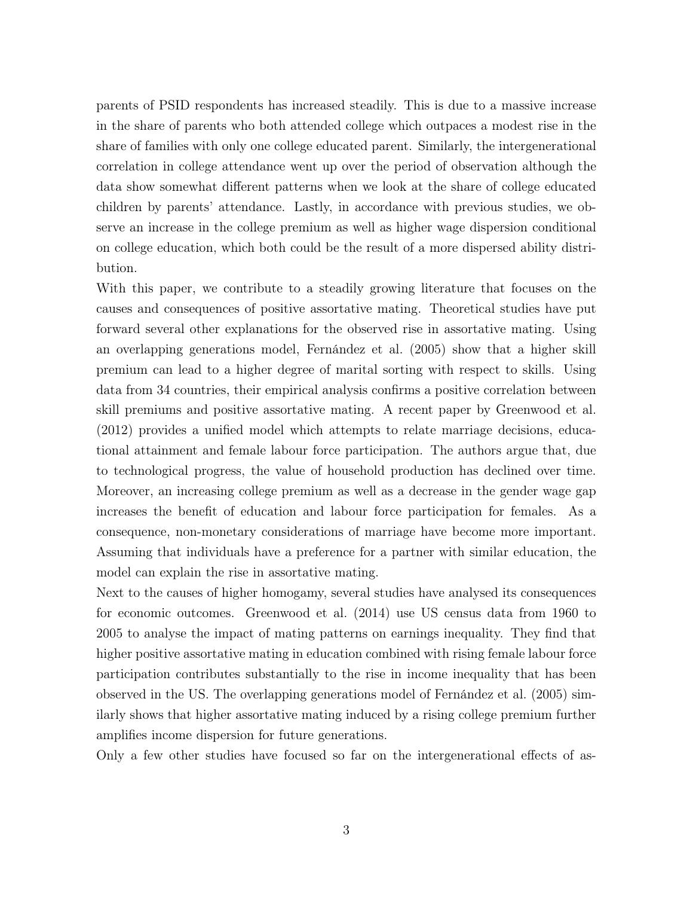parents of PSID respondents has increased steadily. This is due to a massive increase in the share of parents who both attended college which outpaces a modest rise in the share of families with only one college educated parent. Similarly, the intergenerational correlation in college attendance went up over the period of observation although the data show somewhat different patterns when we look at the share of college educated children by parents' attendance. Lastly, in accordance with previous studies, we observe an increase in the college premium as well as higher wage dispersion conditional on college education, which both could be the result of a more dispersed ability distribution.

With this paper, we contribute to a steadily growing literature that focuses on the causes and consequences of positive assortative mating. Theoretical studies have put forward several other explanations for the observed rise in assortative mating. Using an overlapping generations model, Fernández et al. (2005) show that a higher skill premium can lead to a higher degree of marital sorting with respect to skills. Using data from 34 countries, their empirical analysis confirms a positive correlation between skill premiums and positive assortative mating. A recent paper by Greenwood et al. (2012) provides a unified model which attempts to relate marriage decisions, educational attainment and female labour force participation. The authors argue that, due to technological progress, the value of household production has declined over time. Moreover, an increasing college premium as well as a decrease in the gender wage gap increases the benefit of education and labour force participation for females. As a consequence, non-monetary considerations of marriage have become more important. Assuming that individuals have a preference for a partner with similar education, the model can explain the rise in assortative mating.

Next to the causes of higher homogamy, several studies have analysed its consequences for economic outcomes. Greenwood et al. (2014) use US census data from 1960 to 2005 to analyse the impact of mating patterns on earnings inequality. They find that higher positive assortative mating in education combined with rising female labour force participation contributes substantially to the rise in income inequality that has been observed in the US. The overlapping generations model of Fernández et al. (2005) similarly shows that higher assortative mating induced by a rising college premium further amplifies income dispersion for future generations.

Only a few other studies have focused so far on the intergenerational effects of as-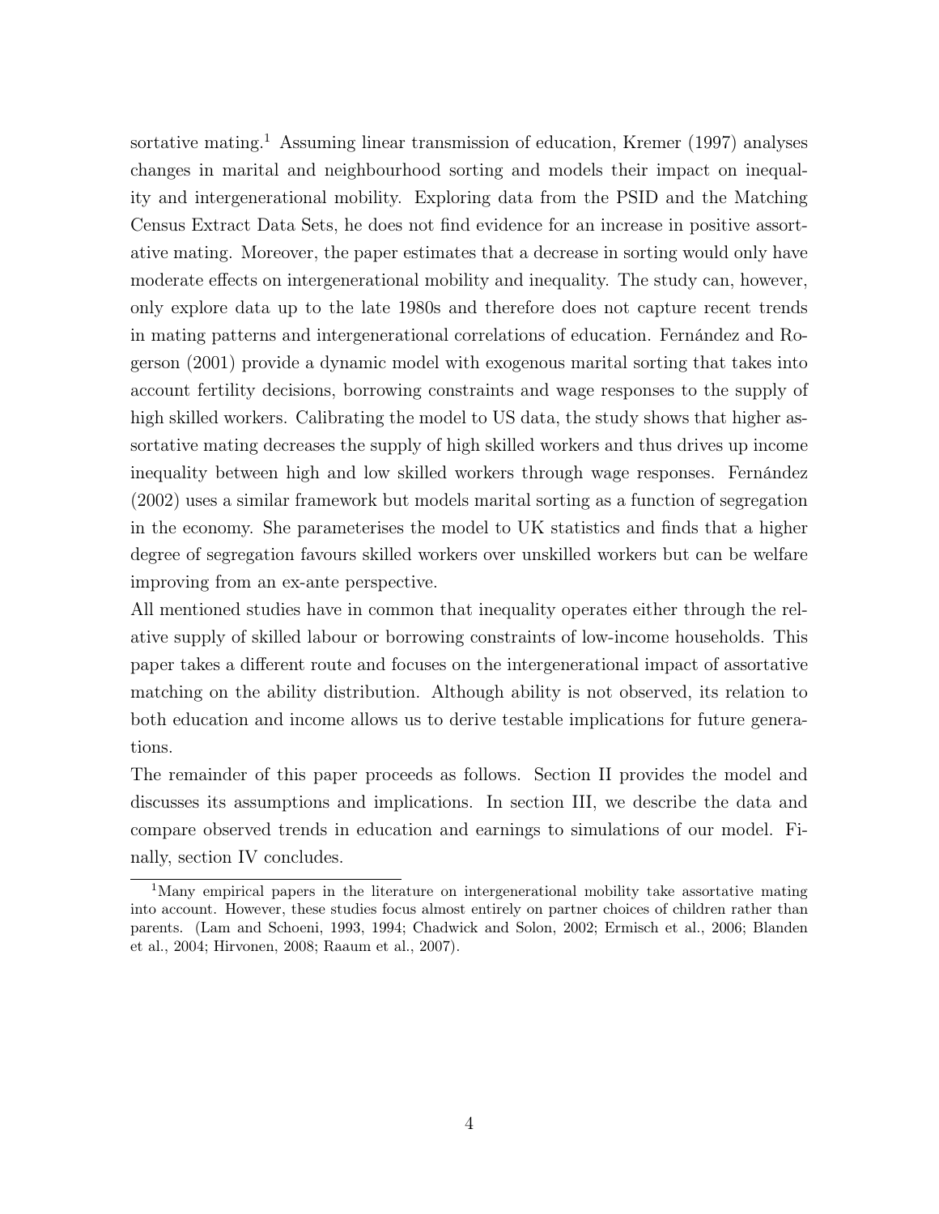sortative mating.[1] Assuming linear transmission of education, Kremer (1997) analyses changes in marital and neighbourhood sorting and models their impact on inequality and intergenerational mobility. Exploring data from the PSID and the Matching Census Extract Data Sets, he does not find evidence for an increase in positive assortative mating. Moreover, the paper estimates that a decrease in sorting would only have moderate effects on intergenerational mobility and inequality. The study can, however, only explore data up to the late 1980s and therefore does not capture recent trends in mating patterns and intergenerational correlations of education. Fernández and Rogerson (2001) provide a dynamic model with exogenous marital sorting that takes into account fertility decisions, borrowing constraints and wage responses to the supply of high skilled workers. Calibrating the model to US data, the study shows that higher assortative mating decreases the supply of high skilled workers and thus drives up income inequality between high and low skilled workers through wage responses. Fernández (2002) uses a similar framework but models marital sorting as a function of segregation in the economy. She parameterises the model to UK statistics and finds that a higher degree of segregation favours skilled workers over unskilled workers but can be welfare improving from an ex-ante perspective.

All mentioned studies have in common that inequality operates either through the relative supply of skilled labour or borrowing constraints of low-income households. This paper takes a different route and focuses on the intergenerational impact of assortative matching on the ability distribution. Although ability is not observed, its relation to both education and income allows us to derive testable implications for future generations.

The remainder of this paper proceeds as follows. Section II provides the model and discusses its assumptions and implications. In section III, we describe the data and compare observed trends in education and earnings to simulations of our model. Finally, section IV concludes.

[1] Many empirical papers in the literature on intergenerational mobility take assortative mating into account. However, these studies focus almost entirely on partner choices of children rather than parents. (Lam and Schoeni, 1993, 1994; Chadwick and Solon, 2002; Ermisch et al., 2006; Blanden et al., 2004; Hirvonen, 2008; Raaum et al., 2007).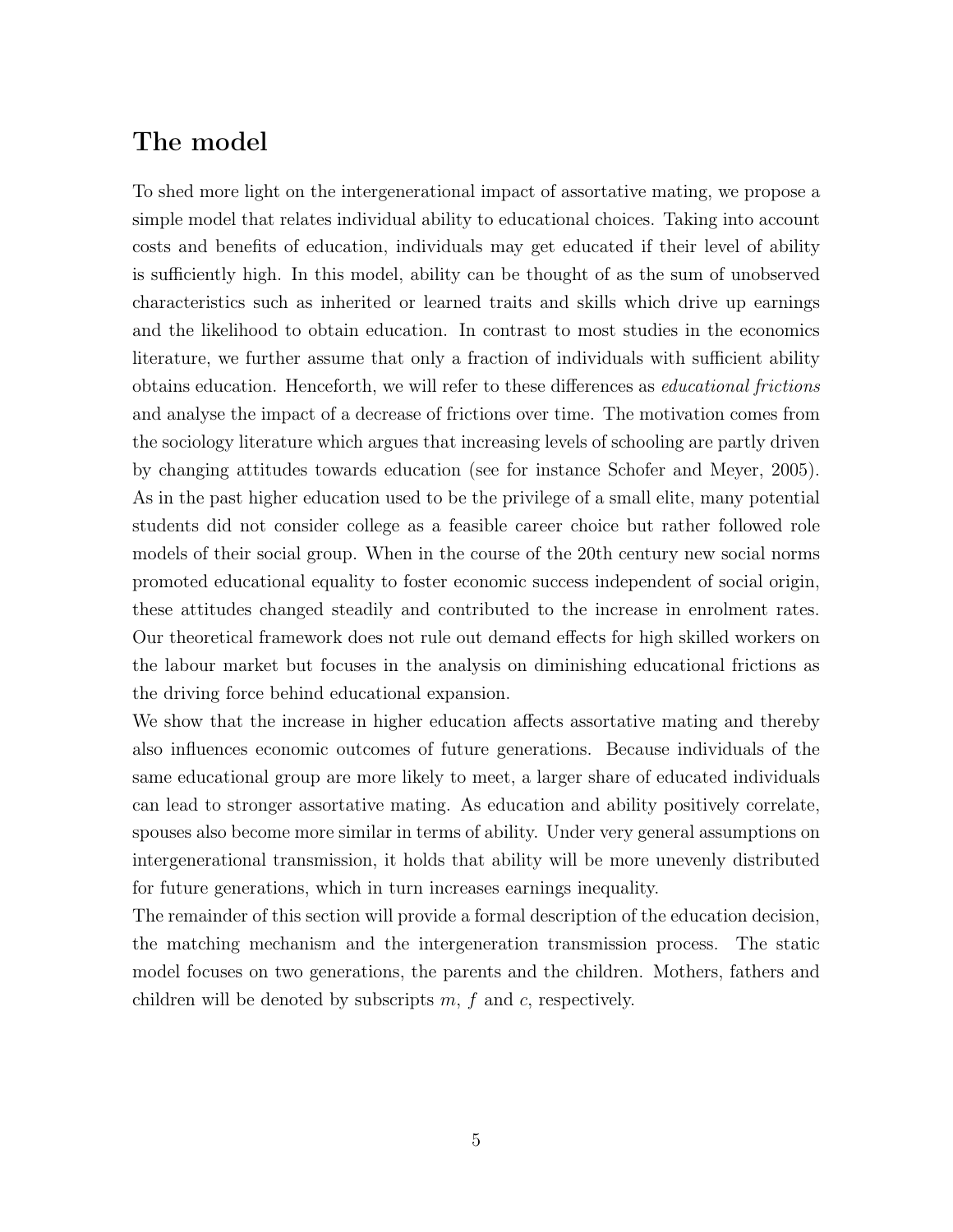# The model

To shed more light on the intergenerational impact of assortative mating, we propose a simple model that relates individual ability to educational choices. Taking into account costs and benefits of education, individuals may get educated if their level of ability is sufficiently high. In this model, ability can be thought of as the sum of unobserved characteristics such as inherited or learned traits and skills which drive up earnings and the likelihood to obtain education. In contrast to most studies in the economics literature, we further assume that only a fraction of individuals with sufficient ability obtains education. Henceforth, we will refer to these differences as *educational frictions* and analyse the impact of a decrease of frictions over time. The motivation comes from the sociology literature which argues that increasing levels of schooling are partly driven by changing attitudes towards education (see for instance Schofer and Meyer, 2005). As in the past higher education used to be the privilege of a small elite, many potential students did not consider college as a feasible career choice but rather followed role models of their social group. When in the course of the 20th century new social norms promoted educational equality to foster economic success independent of social origin, these attitudes changed steadily and contributed to the increase in enrolment rates. Our theoretical framework does not rule out demand effects for high skilled workers on the labour market but focuses in the analysis on diminishing educational frictions as the driving force behind educational expansion.

We show that the increase in higher education affects assortative mating and thereby also influences economic outcomes of future generations. Because individuals of the same educational group are more likely to meet, a larger share of educated individuals can lead to stronger assortative mating. As education and ability positively correlate, spouses also become more similar in terms of ability. Under very general assumptions on intergenerational transmission, it holds that ability will be more unevenly distributed for future generations, which in turn increases earnings inequality.

The remainder of this section will provide a formal description of the education decision, the matching mechanism and the intergeneration transmission process. The static model focuses on two generations, the parents and the children. Mothers, fathers and children will be denoted by subscripts $m$, $f$ and $c$, respectively.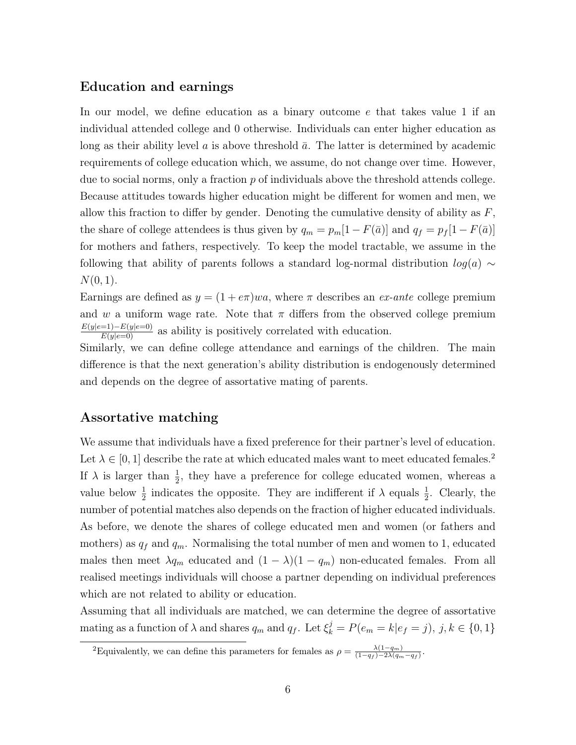## Education and earnings

In our model, we define education as a binary outcome $e$ that takes value 1 if an individual attended college and 0 otherwise. Individuals can enter higher education as long as their ability level $a$ is above threshold $\bar{a}$. The latter is determined by academic requirements of college education which, we assume, do not change over time. However, due to social norms, only a fraction $p$ of individuals above the threshold attends college. Because attitudes towards higher education might be different for women and men, we allow this fraction to differ by gender. Denoting the cumulative density of ability as $F$, the share of college attendees is thus given by $q_m = p_m[1 - F(\bar{a})]$ and $q_f = p_f[1 - F(\bar{a})]$ for mothers and fathers, respectively. To keep the model tractable, we assume in the following that ability of parents follows a standard log-normal distribution $log(a) \sim N(0, 1)$.

Earnings are defined as $y = (1 + e\pi)wa$, where $\pi$ describes an *ex-ante* college premium and $w$ a uniform wage rate. Note that $\pi$ differs from the observed college premium $\frac{E(y|e=1)-E(y|e=0)}{E(y|e=0)}$ as ability is positively correlated with education.

Similarly, we can define college attendance and earnings of the children. The main difference is that the next generation's ability distribution is endogenously determined and depends on the degree of assortative mating of parents.

## Assortative matching

We assume that individuals have a fixed preference for their partner's level of education. Let $\lambda \in [0, 1]$ describe the rate at which educated males want to meet educated females.[2] If $\lambda$ is larger than $\frac{1}{2}$, they have a preference for college educated women, whereas a value below $\frac{1}{2}$ indicates the opposite. They are indifferent if $\lambda$ equals $\frac{1}{2}$. Clearly, the number of potential matches also depends on the fraction of higher educated individuals. As before, we denote the shares of college educated men and women (or fathers and mothers) as $q_f$ and $q_m$. Normalising the total number of men and women to 1, educated males then meet $\lambda q_m$ educated and $(1 - \lambda)(1 - q_m)$ non-educated females. From all realised meetings individuals will choose a partner depending on individual preferences which are not related to ability or education.

Assuming that all individuals are matched, we can determine the degree of assortative mating as a function of $\lambda$ and shares $q_m$ and $q_f$. Let $\xi_k^j = P(e_m = k|e_f = j),\ j, k \in \{0, 1\}$

[2] Equivalently, we can define this parameters for females as $\rho = \frac{\lambda(1-q_m)}{(1-q_f)-2\lambda(q_m-q_f)}$.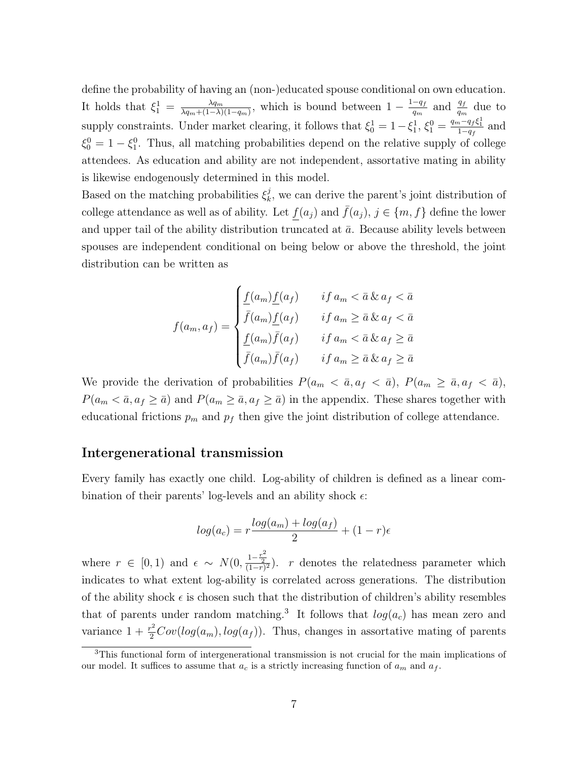define the probability of having an (non-)educated spouse conditional on own education. It holds that $\xi_1^1 = \frac{\lambda q_m}{\lambda q_m + (1-\lambda)(1-q_m)}$, which is bound between $1 - \frac{1-q_f}{q_m}$ and $\frac{q_f}{q_m}$ due to supply constraints. Under market clearing, it follows that $\xi_0^1 = 1 - \xi_1^1$, $\xi_1^0 = \frac{q_m - q_f \xi_1^1}{1-q_f}$ and $\xi_0^0 = 1 - \xi_1^0$. Thus, all matching probabilities depend on the relative supply of college attendees. As education and ability are not independent, assortative mating in ability is likewise endogenously determined in this model.

Based on the matching probabilities $\xi_k^j$, we can derive the parent's joint distribution of college attendance as well as of ability. Let $\underline{f}(a_j)$ and $\bar{f}(a_j)$, $j \in \{m, f\}$ define the lower and upper tail of the ability distribution truncated at $\bar{a}$. Because ability levels between spouses are independent conditional on being below or above the threshold, the joint distribution can be written as

$$
f(a_m, a_f) = \begin{cases} \underline{f}(a_m)\underline{f}(a_f) & if\, a_m < \bar{a} \,\&\, a_f < \bar{a} \\ \bar{f}(a_m)\underline{f}(a_f) & if\, a_m \geq \bar{a} \,\&\, a_f < \bar{a} \\ \underline{f}(a_m)\bar{f}(a_f) & if\, a_m < \bar{a} \,\&\, a_f \geq \bar{a} \\ \bar{f}(a_m)\bar{f}(a_f) & if\, a_m \geq \bar{a} \,\&\, a_f \geq \bar{a} \end{cases}
$$

We provide the derivation of probabilities $P(a_m < \bar{a}, a_f < \bar{a})$, $P(a_m \geq \bar{a}, a_f < \bar{a})$, $P(a_m < \bar{a}, a_f \geq \bar{a})$ and $P(a_m \geq \bar{a}, a_f \geq \bar{a})$ in the appendix. These shares together with educational frictions $p_m$ and $p_f$ then give the joint distribution of college attendance.

## Intergenerational transmission

Every family has exactly one child. Log-ability of children is defined as a linear combination of their parents' log-levels and an ability shock $\epsilon$:

$$
log(a_c) = r\frac{log(a_m) + log(a_f)}{2} + (1-r)\epsilon
$$

where $r \in [0, 1)$ and $\epsilon \sim N(0, \frac{1-\frac{r^2}{2}}{(1-r)^2})$. $r$ denotes the relatedness parameter which indicates to what extent log-ability is correlated across generations. The distribution of the ability shock $\epsilon$ is chosen such that the distribution of children's ability resembles that of parents under random matching.[3] It follows that $log(a_c)$ has mean zero and variance $1 + \frac{r^2}{2}Cov(log(a_m), log(a_f))$. Thus, changes in assortative mating of parents

[3] This functional form of intergenerational transmission is not crucial for the main implications of our model. It suffices to assume that $a_c$ is a strictly increasing function of $a_m$ and $a_f$.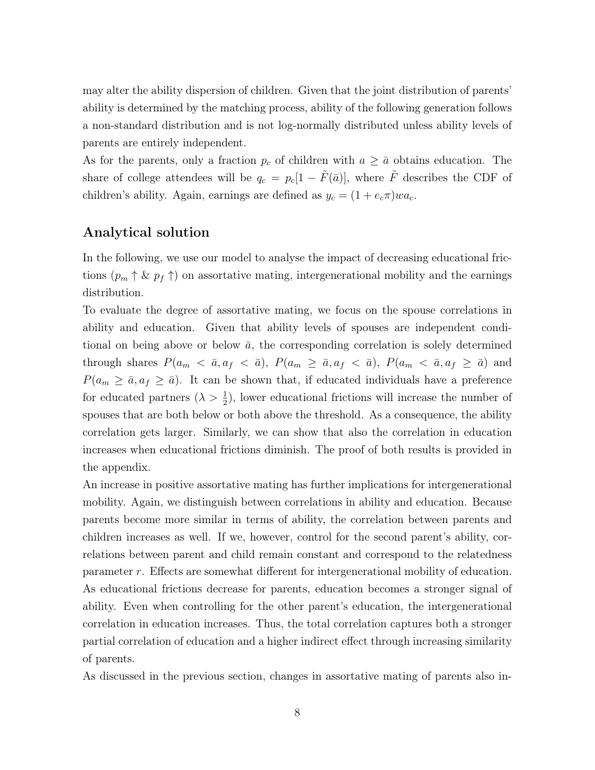may alter the ability dispersion of children. Given that the joint distribution of parents' ability is determined by the matching process, ability of the following generation follows a non-standard distribution and is not log-normally distributed unless ability levels of parents are entirely independent.

As for the parents, only a fraction $p_c$ of children with $a \geq \bar{a}$ obtains education. The share of college attendees will be $q_c = p_c[1 - \tilde{F}(\bar{a})]$, where $\tilde{F}$ describes the CDF of children's ability. Again, earnings are defined as $y_c = (1 + e_c\pi)wa_c$.

## Analytical solution

In the following, we use our model to analyse the impact of decreasing educational frictions ($p_m \uparrow$ & $p_f \uparrow$) on assortative mating, intergenerational mobility and the earnings distribution.

To evaluate the degree of assortative mating, we focus on the spouse correlations in ability and education. Given that ability levels of spouses are independent conditional on being above or below $\bar{a}$, the corresponding correlation is solely determined through shares $P(a_m < \bar{a}, a_f < \bar{a})$, $P(a_m \geq \bar{a}, a_f < \bar{a})$, $P(a_m < \bar{a}, a_f \geq \bar{a})$ and $P(a_m \geq \bar{a}, a_f \geq \bar{a})$. It can be shown that, if educated individuals have a preference for educated partners ($\lambda > \frac{1}{2}$), lower educational frictions will increase the number of spouses that are both below or both above the threshold. As a consequence, the ability correlation gets larger. Similarly, we can show that also the correlation in education increases when educational frictions diminish. The proof of both results is provided in the appendix.

An increase in positive assortative mating has further implications for intergenerational mobility. Again, we distinguish between correlations in ability and education. Because parents become more similar in terms of ability, the correlation between parents and children increases as well. If we, however, control for the second parent's ability, correlations between parent and child remain constant and correspond to the relatedness parameter $r$. Effects are somewhat different for intergenerational mobility of education. As educational frictions decrease for parents, education becomes a stronger signal of ability. Even when controlling for the other parent's education, the intergenerational correlation in education increases. Thus, the total correlation captures both a stronger partial correlation of education and a higher indirect effect through increasing similarity of parents.

As discussed in the previous section, changes in assortative mating of parents also in-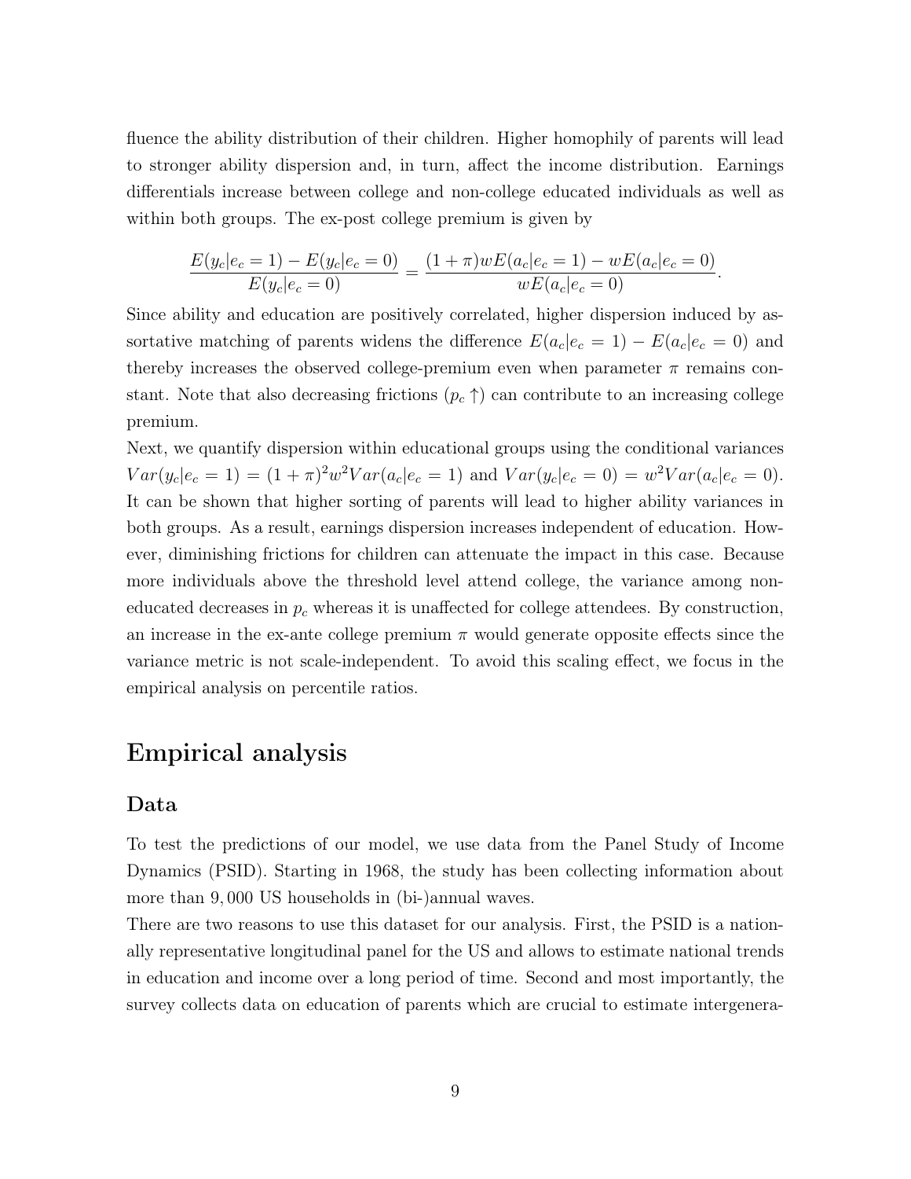fluence the ability distribution of their children. Higher homophily of parents will lead to stronger ability dispersion and, in turn, affect the income distribution. Earnings differentials increase between college and non-college educated individuals as well as within both groups. The ex-post college premium is given by

$$\frac{E(y_c|e_c = 1) - E(y_c|e_c = 0)}{E(y_c|e_c = 0)} = \frac{(1+\pi)wE(a_c|e_c = 1) - wE(a_c|e_c = 0)}{wE(a_c|e_c = 0)}.$$

Since ability and education are positively correlated, higher dispersion induced by assortative matching of parents widens the difference $E(a_c|e_c = 1) - E(a_c|e_c = 0)$ and thereby increases the observed college-premium even when parameter $\pi$ remains constant. Note that also decreasing frictions ($p_c \uparrow$) can contribute to an increasing college premium.

Next, we quantify dispersion within educational groups using the conditional variances $Var(y_c|e_c = 1) = (1 + \pi)^2 w^2 Var(a_c|e_c = 1)$ and $Var(y_c|e_c = 0) = w^2 Var(a_c|e_c = 0)$. It can be shown that higher sorting of parents will lead to higher ability variances in both groups. As a result, earnings dispersion increases independent of education. However, diminishing frictions for children can attenuate the impact in this case. Because more individuals above the threshold level attend college, the variance among non-educated decreases in $p_c$ whereas it is unaffected for college attendees. By construction, an increase in the ex-ante college premium $\pi$ would generate opposite effects since the variance metric is not scale-independent. To avoid this scaling effect, we focus in the empirical analysis on percentile ratios.

# Empirical analysis

## Data

To test the predictions of our model, we use data from the Panel Study of Income Dynamics (PSID). Starting in 1968, the study has been collecting information about more than $9,000$ US households in (bi-)annual waves.

There are two reasons to use this dataset for our analysis. First, the PSID is a nationally representative longitudinal panel for the US and allows to estimate national trends in education and income over a long period of time. Second and most importantly, the survey collects data on education of parents which are crucial to estimate intergenera-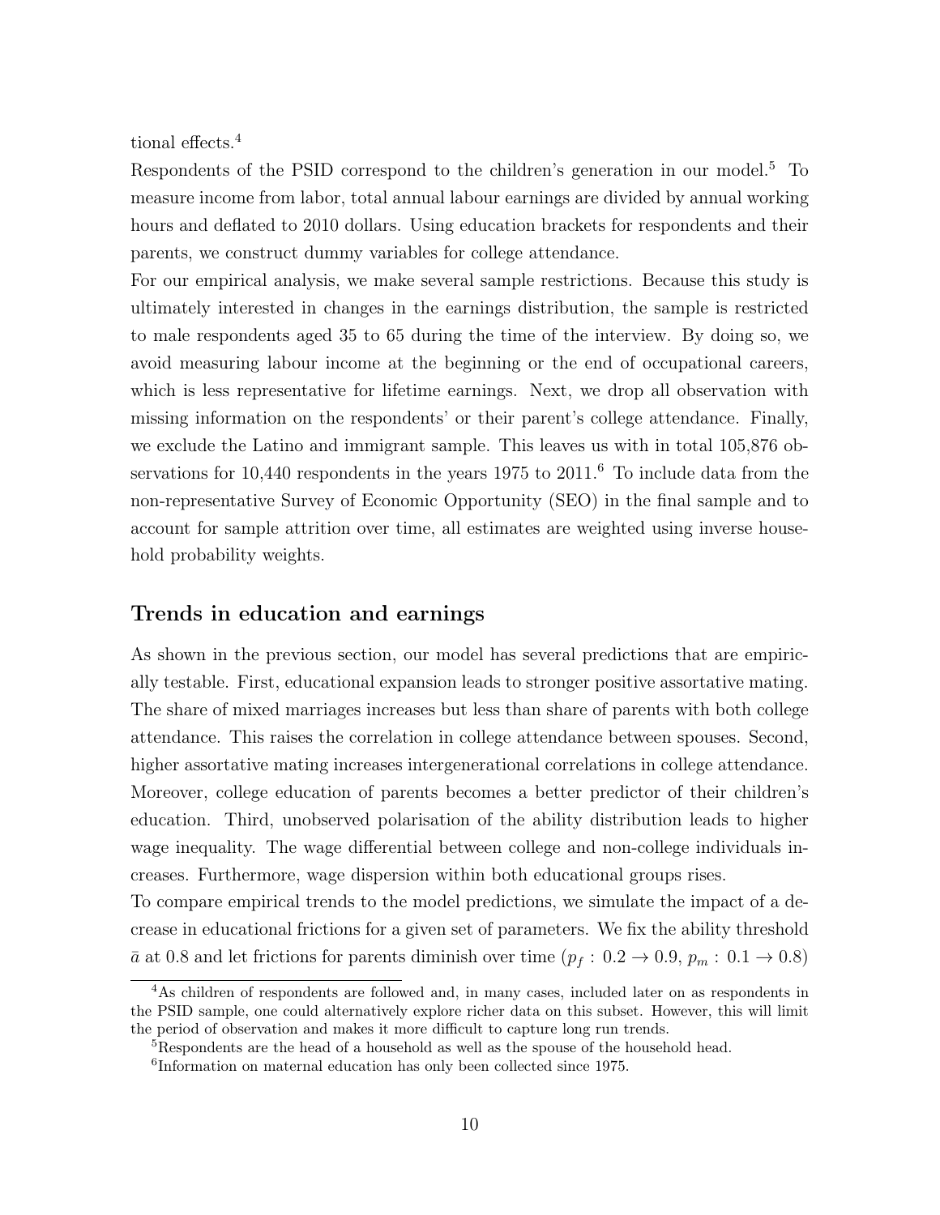tional effects.[4]

Respondents of the PSID correspond to the children's generation in our model.[5] To measure income from labor, total annual labour earnings are divided by annual working hours and deflated to 2010 dollars. Using education brackets for respondents and their parents, we construct dummy variables for college attendance.

For our empirical analysis, we make several sample restrictions. Because this study is ultimately interested in changes in the earnings distribution, the sample is restricted to male respondents aged 35 to 65 during the time of the interview. By doing so, we avoid measuring labour income at the beginning or the end of occupational careers, which is less representative for lifetime earnings. Next, we drop all observation with missing information on the respondents' or their parent's college attendance. Finally, we exclude the Latino and immigrant sample. This leaves us with in total 105,876 observations for 10,440 respondents in the years 1975 to 2011.[6] To include data from the non-representative Survey of Economic Opportunity (SEO) in the final sample and to account for sample attrition over time, all estimates are weighted using inverse household probability weights.

## Trends in education and earnings

As shown in the previous section, our model has several predictions that are empirically testable. First, educational expansion leads to stronger positive assortative mating. The share of mixed marriages increases but less than share of parents with both college attendance. This raises the correlation in college attendance between spouses. Second, higher assortative mating increases intergenerational correlations in college attendance. Moreover, college education of parents becomes a better predictor of their children's education. Third, unobserved polarisation of the ability distribution leads to higher wage inequality. The wage differential between college and non-college individuals increases. Furthermore, wage dispersion within both educational groups rises.

To compare empirical trends to the model predictions, we simulate the impact of a decrease in educational frictions for a given set of parameters. We fix the ability threshold $\bar{a}$ at 0.8 and let frictions for parents diminish over time ($p_f : 0.2 \rightarrow 0.9$, $p_m : 0.1 \rightarrow 0.8$)

---

[4] As children of respondents are followed and, in many cases, included later on as respondents in the PSID sample, one could alternatively explore richer data on this subset. However, this will limit the period of observation and makes it more difficult to capture long run trends.

[5] Respondents are the head of a household as well as the spouse of the household head.

[6] Information on maternal education has only been collected since 1975.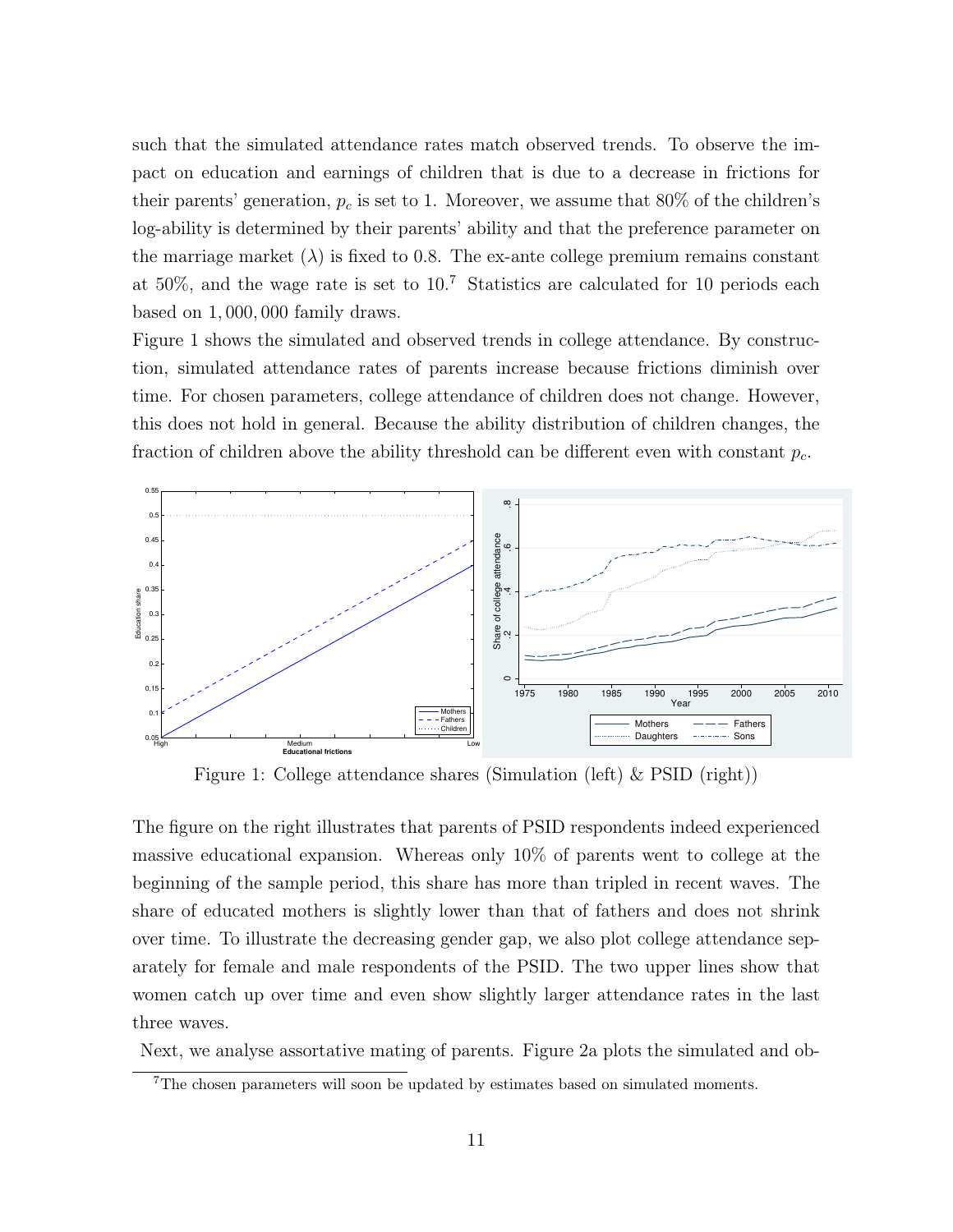such that the simulated attendance rates match observed trends. To observe the impact on education and earnings of children that is due to a decrease in frictions for their parents' generation, $p_c$ is set to 1. Moreover, we assume that 80% of the children's log-ability is determined by their parents' ability and that the preference parameter on the marriage market ($\lambda$) is fixed to 0.8. The ex-ante college premium remains constant at 50%, and the wage rate is set to 10.[7] Statistics are calculated for 10 periods each based on $1,000,000$ family draws.

Figure 1 shows the simulated and observed trends in college attendance. By construction, simulated attendance rates of parents increase because frictions diminish over time. For chosen parameters, college attendance of children does not change. However, this does not hold in general. Because the ability distribution of children changes, the fraction of children above the ability threshold can be different even with constant $p_c$.

Figure 1: College attendance shares (Simulation (left) & PSID (right))

The figure on the right illustrates that parents of PSID respondents indeed experienced massive educational expansion. Whereas only 10% of parents went to college at the beginning of the sample period, this share has more than tripled in recent waves. The share of educated mothers is slightly lower than that of fathers and does not shrink over time. To illustrate the decreasing gender gap, we also plot college attendance separately for female and male respondents of the PSID. The two upper lines show that women catch up over time and even show slightly larger attendance rates in the last three waves.

Next, we analyse assortative mating of parents. Figure 2a plots the simulated and ob-

[7] The chosen parameters will soon be updated by estimates based on simulated moments.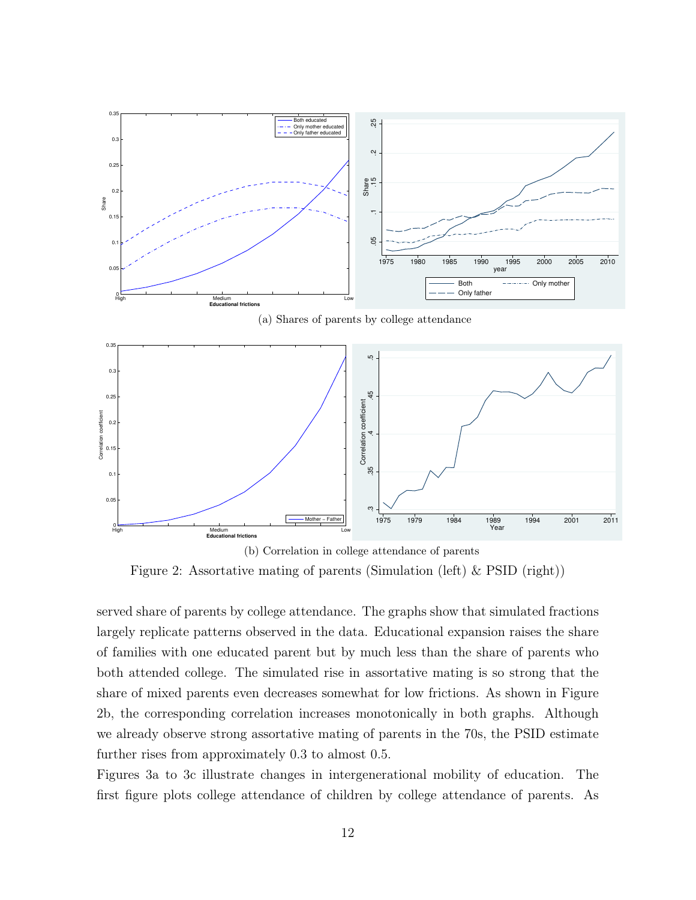(a) Shares of parents by college attendance

(b) Correlation in college attendance of parents

Figure 2: Assortative mating of parents (Simulation (left) & PSID (right))

served share of parents by college attendance. The graphs show that simulated fractions largely replicate patterns observed in the data. Educational expansion raises the share of families with one educated parent but by much less than the share of parents who both attended college. The simulated rise in assortative mating is so strong that the share of mixed parents even decreases somewhat for low frictions. As shown in Figure 2b, the corresponding correlation increases monotonically in both graphs. Although we already observe strong assortative mating of parents in the 70s, the PSID estimate further rises from approximately 0.3 to almost 0.5.

Figures 3a to 3c illustrate changes in intergenerational mobility of education. The first figure plots college attendance of children by college attendance of parents. As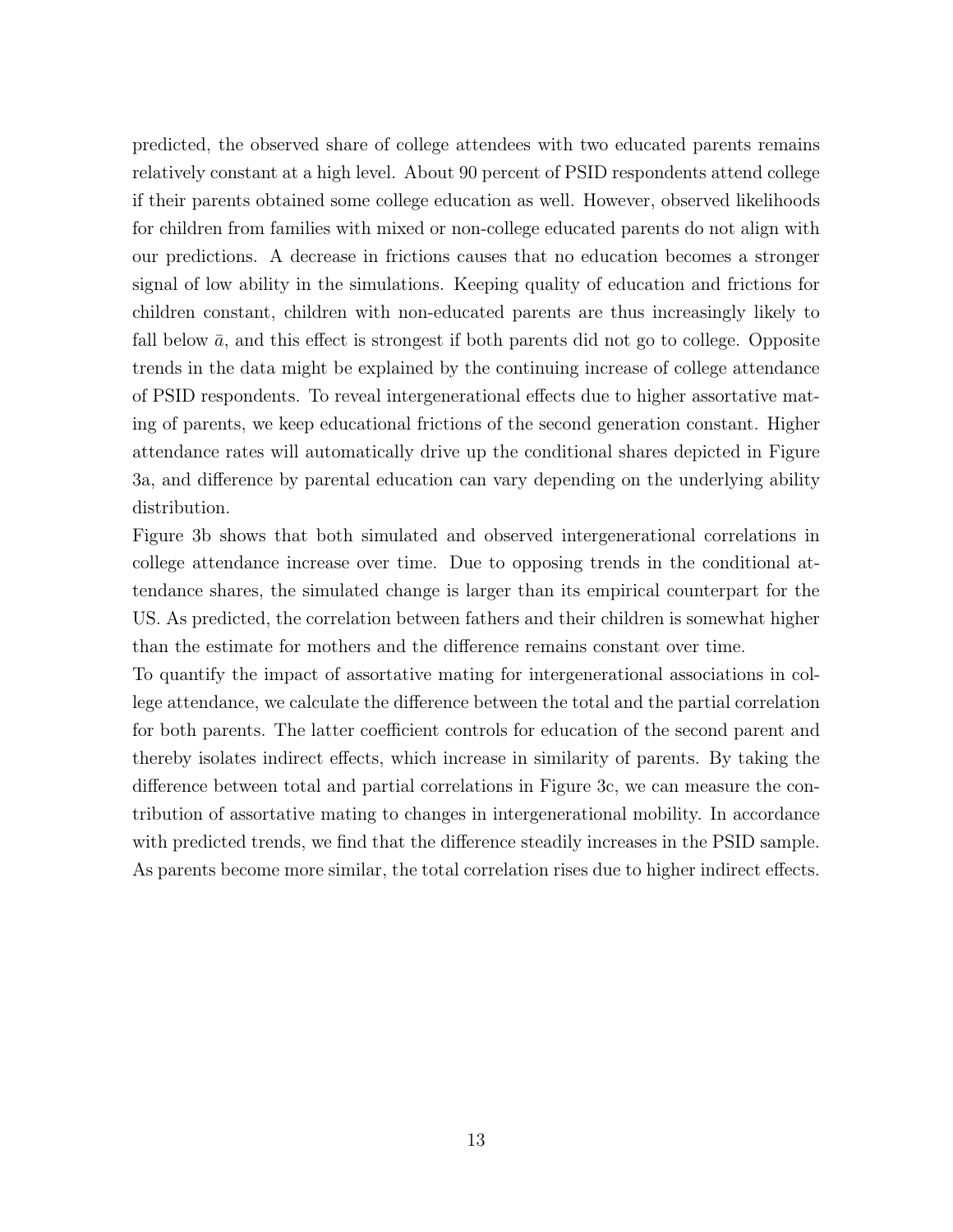predicted, the observed share of college attendees with two educated parents remains relatively constant at a high level. About 90 percent of PSID respondents attend college if their parents obtained some college education as well. However, observed likelihoods for children from families with mixed or non-college educated parents do not align with our predictions. A decrease in frictions causes that no education becomes a stronger signal of low ability in the simulations. Keeping quality of education and frictions for children constant, children with non-educated parents are thus increasingly likely to fall below $\bar{a}$, and this effect is strongest if both parents did not go to college. Opposite trends in the data might be explained by the continuing increase of college attendance of PSID respondents. To reveal intergenerational effects due to higher assortative mating of parents, we keep educational frictions of the second generation constant. Higher attendance rates will automatically drive up the conditional shares depicted in Figure 3a, and difference by parental education can vary depending on the underlying ability distribution.

Figure 3b shows that both simulated and observed intergenerational correlations in college attendance increase over time. Due to opposing trends in the conditional attendance shares, the simulated change is larger than its empirical counterpart for the US. As predicted, the correlation between fathers and their children is somewhat higher than the estimate for mothers and the difference remains constant over time.

To quantify the impact of assortative mating for intergenerational associations in college attendance, we calculate the difference between the total and the partial correlation for both parents. The latter coefficient controls for education of the second parent and thereby isolates indirect effects, which increase in similarity of parents. By taking the difference between total and partial correlations in Figure 3c, we can measure the contribution of assortative mating to changes in intergenerational mobility. In accordance with predicted trends, we find that the difference steadily increases in the PSID sample. As parents become more similar, the total correlation rises due to higher indirect effects.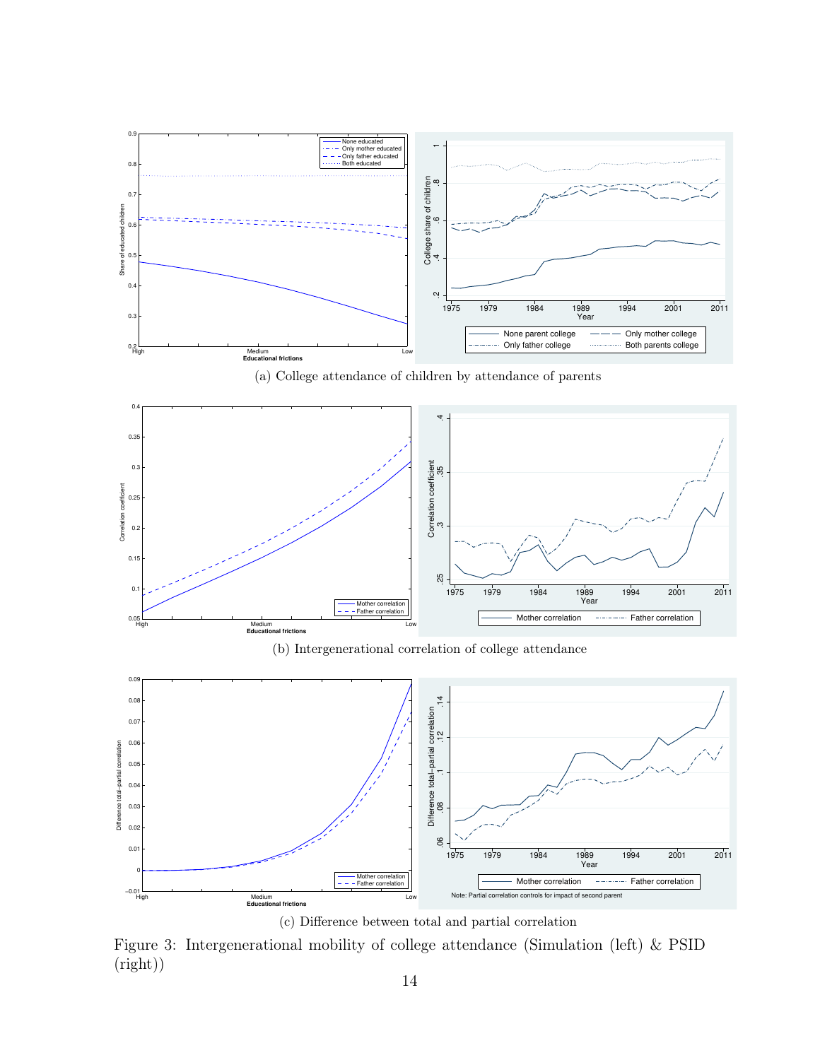(a) College attendance of children by attendance of parents

(b) Intergenerational correlation of college attendance

(c) Difference between total and partial correlation

Figure 3: Intergenerational mobility of college attendance (Simulation (left) & PSID (right))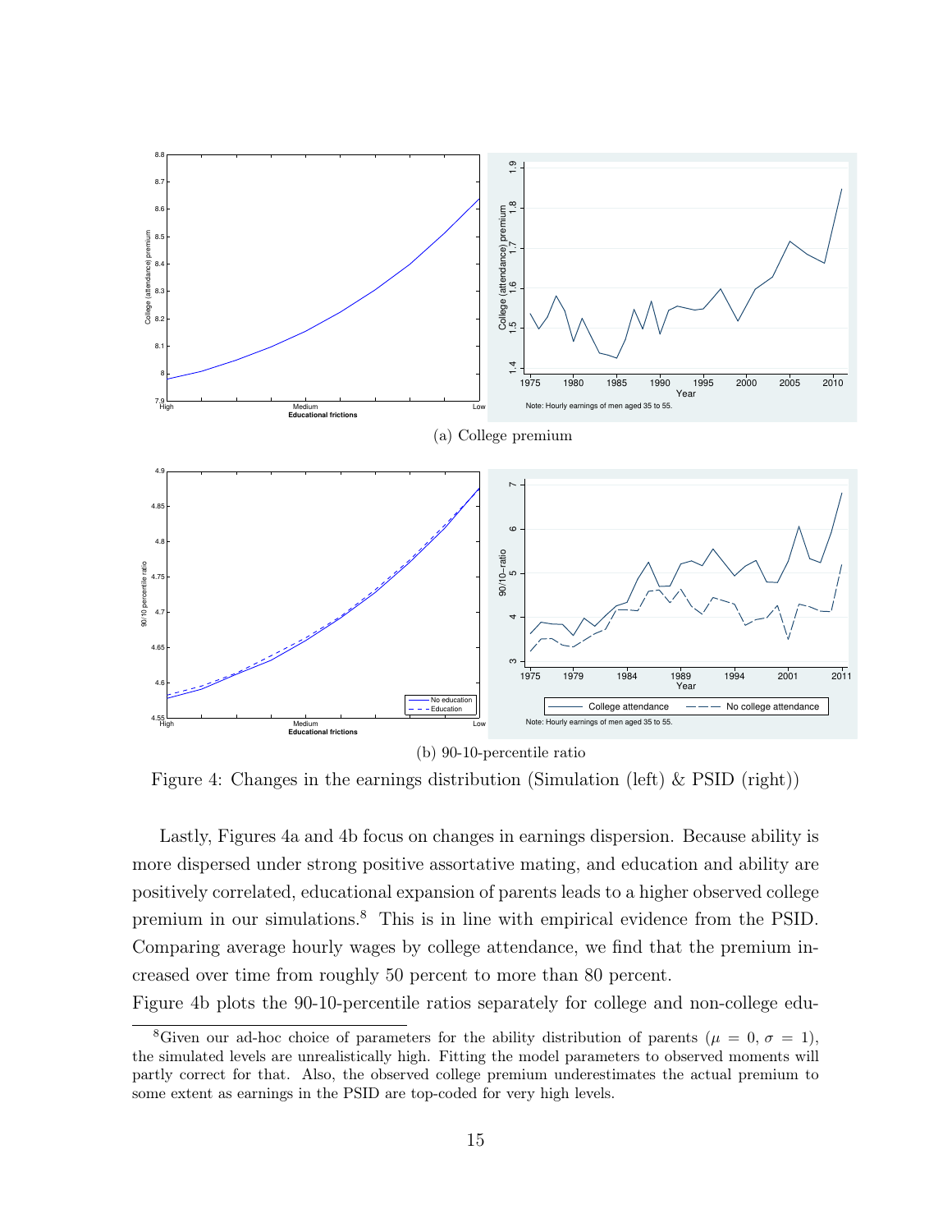(a) College premium

(b) 90-10-percentile ratio

Figure 4: Changes in the earnings distribution (Simulation (left) & PSID (right))

Lastly, Figures 4a and 4b focus on changes in earnings dispersion. Because ability is more dispersed under strong positive assortative mating, and education and ability are positively correlated, educational expansion of parents leads to a higher observed college premium in our simulations.[8] This is in line with empirical evidence from the PSID. Comparing average hourly wages by college attendance, we find that the premium increased over time from roughly 50 percent to more than 80 percent.

Figure 4b plots the 90-10-percentile ratios separately for college and non-college edu-

[8] Given our ad-hoc choice of parameters for the ability distribution of parents ($\mu = 0$, $\sigma = 1$), the simulated levels are unrealistically high. Fitting the model parameters to observed moments will partly correct for that. Also, the observed college premium underestimates the actual premium to some extent as earnings in the PSID are top-coded for very high levels.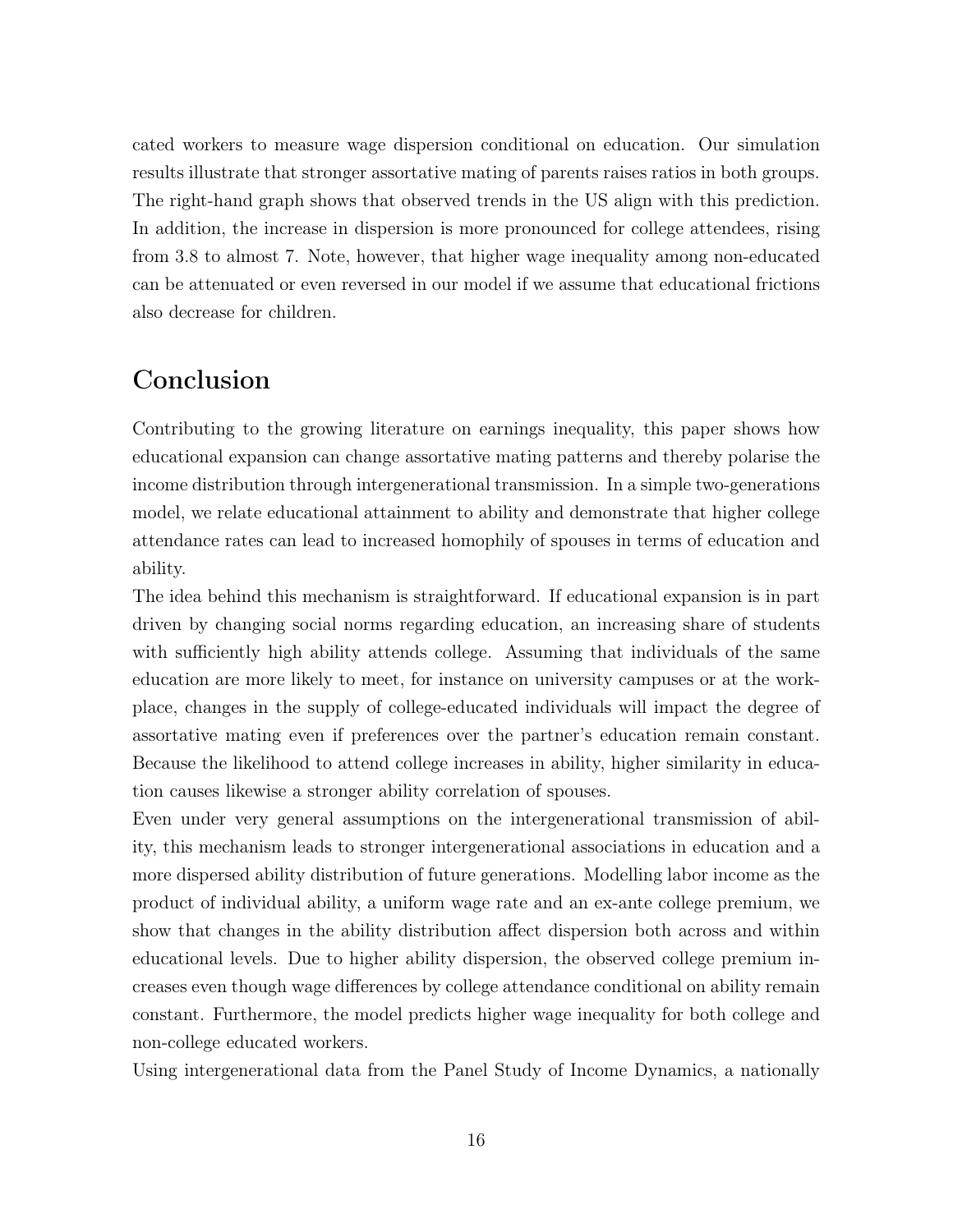cated workers to measure wage dispersion conditional on education. Our simulation results illustrate that stronger assortative mating of parents raises ratios in both groups. The right-hand graph shows that observed trends in the US align with this prediction. In addition, the increase in dispersion is more pronounced for college attendees, rising from 3.8 to almost 7. Note, however, that higher wage inequality among non-educated can be attenuated or even reversed in our model if we assume that educational frictions also decrease for children.

## Conclusion

Contributing to the growing literature on earnings inequality, this paper shows how educational expansion can change assortative mating patterns and thereby polarise the income distribution through intergenerational transmission. In a simple two-generations model, we relate educational attainment to ability and demonstrate that higher college attendance rates can lead to increased homophily of spouses in terms of education and ability.

The idea behind this mechanism is straightforward. If educational expansion is in part driven by changing social norms regarding education, an increasing share of students with sufficiently high ability attends college. Assuming that individuals of the same education are more likely to meet, for instance on university campuses or at the workplace, changes in the supply of college-educated individuals will impact the degree of assortative mating even if preferences over the partner's education remain constant. Because the likelihood to attend college increases in ability, higher similarity in education causes likewise a stronger ability correlation of spouses.

Even under very general assumptions on the intergenerational transmission of ability, this mechanism leads to stronger intergenerational associations in education and a more dispersed ability distribution of future generations. Modelling labor income as the product of individual ability, a uniform wage rate and an ex-ante college premium, we show that changes in the ability distribution affect dispersion both across and within educational levels. Due to higher ability dispersion, the observed college premium increases even though wage differences by college attendance conditional on ability remain constant. Furthermore, the model predicts higher wage inequality for both college and non-college educated workers.

Using intergenerational data from the Panel Study of Income Dynamics, a nationally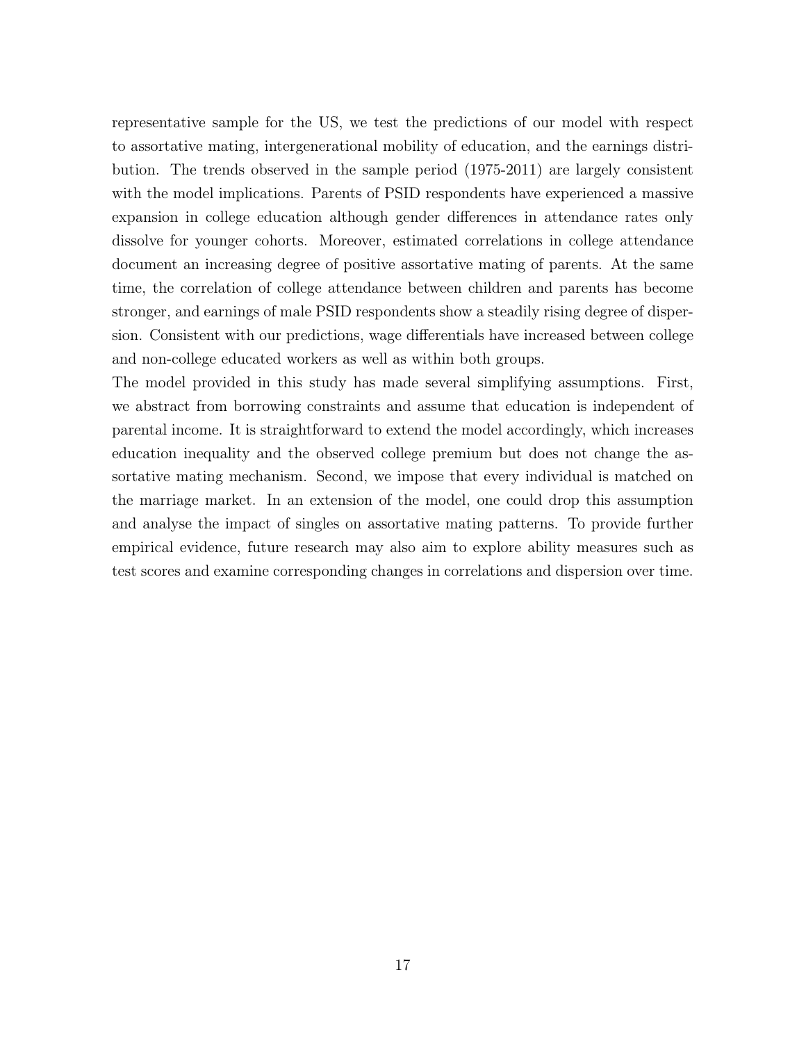representative sample for the US, we test the predictions of our model with respect to assortative mating, intergenerational mobility of education, and the earnings distribution. The trends observed in the sample period (1975-2011) are largely consistent with the model implications. Parents of PSID respondents have experienced a massive expansion in college education although gender differences in attendance rates only dissolve for younger cohorts. Moreover, estimated correlations in college attendance document an increasing degree of positive assortative mating of parents. At the same time, the correlation of college attendance between children and parents has become stronger, and earnings of male PSID respondents show a steadily rising degree of dispersion. Consistent with our predictions, wage differentials have increased between college and non-college educated workers as well as within both groups.

The model provided in this study has made several simplifying assumptions. First, we abstract from borrowing constraints and assume that education is independent of parental income. It is straightforward to extend the model accordingly, which increases education inequality and the observed college premium but does not change the assortative mating mechanism. Second, we impose that every individual is matched on the marriage market. In an extension of the model, one could drop this assumption and analyse the impact of singles on assortative mating patterns. To provide further empirical evidence, future research may also aim to explore ability measures such as test scores and examine corresponding changes in correlations and dispersion over time.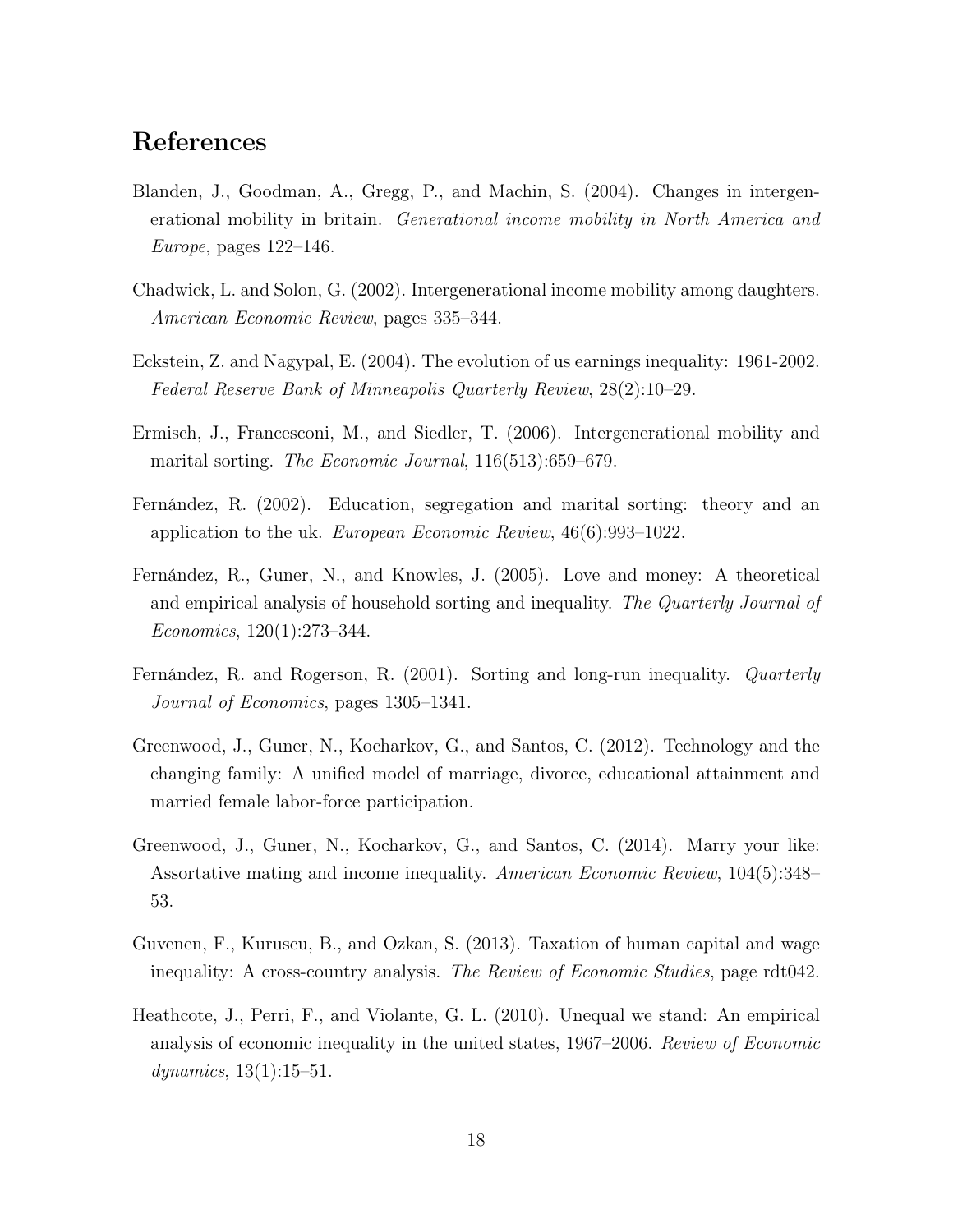# References

Blanden, J., Goodman, A., Gregg, P., and Machin, S. (2004). Changes in intergenerational mobility in britain. *Generational income mobility in North America and Europe*, pages 122–146.

Chadwick, L. and Solon, G. (2002). Intergenerational income mobility among daughters. *American Economic Review*, pages 335–344.

Eckstein, Z. and Nagypal, E. (2004). The evolution of us earnings inequality: 1961-2002. *Federal Reserve Bank of Minneapolis Quarterly Review*, 28(2):10–29.

Ermisch, J., Francesconi, M., and Siedler, T. (2006). Intergenerational mobility and marital sorting. *The Economic Journal*, 116(513):659–679.

Fernández, R. (2002). Education, segregation and marital sorting: theory and an application to the uk. *European Economic Review*, 46(6):993–1022.

Fernández, R., Guner, N., and Knowles, J. (2005). Love and money: A theoretical and empirical analysis of household sorting and inequality. *The Quarterly Journal of Economics*, 120(1):273–344.

Fernández, R. and Rogerson, R. (2001). Sorting and long-run inequality. *Quarterly Journal of Economics*, pages 1305–1341.

Greenwood, J., Guner, N., Kocharkov, G., and Santos, C. (2012). Technology and the changing family: A unified model of marriage, divorce, educational attainment and married female labor-force participation.

Greenwood, J., Guner, N., Kocharkov, G., and Santos, C. (2014). Marry your like: Assortative mating and income inequality. *American Economic Review*, 104(5):348–53.

Guvenen, F., Kuruscu, B., and Ozkan, S. (2013). Taxation of human capital and wage inequality: A cross-country analysis. *The Review of Economic Studies*, page rdt042.

Heathcote, J., Perri, F., and Violante, G. L. (2010). Unequal we stand: An empirical analysis of economic inequality in the united states, 1967–2006. *Review of Economic dynamics*, 13(1):15–51.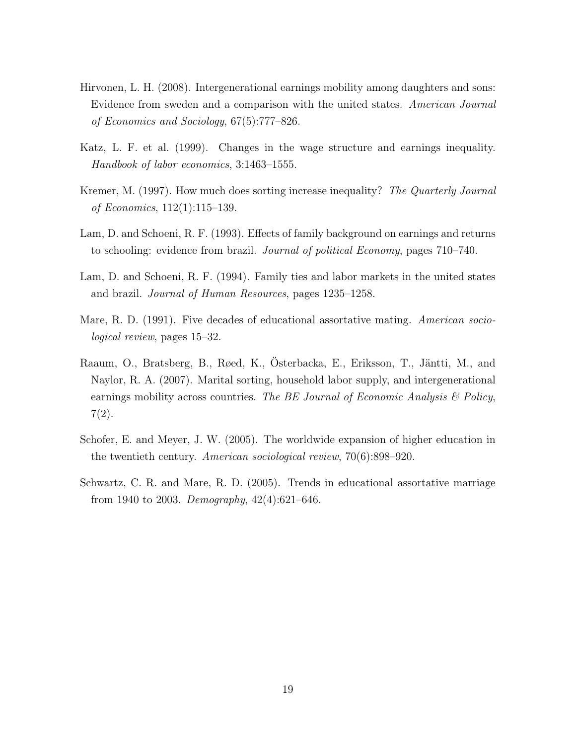Hirvonen, L. H. (2008). Intergenerational earnings mobility among daughters and sons: Evidence from sweden and a comparison with the united states. *American Journal of Economics and Sociology*, 67(5):777–826.

Katz, L. F. et al. (1999). Changes in the wage structure and earnings inequality. *Handbook of labor economics*, 3:1463–1555.

Kremer, M. (1997). How much does sorting increase inequality? *The Quarterly Journal of Economics*, 112(1):115–139.

Lam, D. and Schoeni, R. F. (1993). Effects of family background on earnings and returns to schooling: evidence from brazil. *Journal of political Economy*, pages 710–740.

Lam, D. and Schoeni, R. F. (1994). Family ties and labor markets in the united states and brazil. *Journal of Human Resources*, pages 1235–1258.

Mare, R. D. (1991). Five decades of educational assortative mating. *American sociological review*, pages 15–32.

Raaum, O., Bratsberg, B., Røed, K., Österbacka, E., Eriksson, T., Jäntti, M., and Naylor, R. A. (2007). Marital sorting, household labor supply, and intergenerational earnings mobility across countries. *The BE Journal of Economic Analysis & Policy*, 7(2).

Schofer, E. and Meyer, J. W. (2005). The worldwide expansion of higher education in the twentieth century. *American sociological review*, 70(6):898–920.

Schwartz, C. R. and Mare, R. D. (2005). Trends in educational assortative marriage from 1940 to 2003. *Demography*, 42(4):621–646.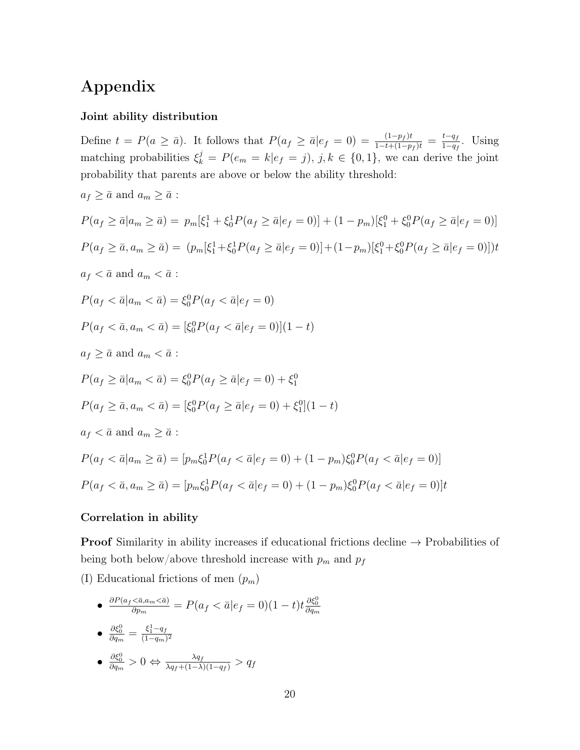# Appendix

### Joint ability distribution

Define $t = P(a \geq \bar{a})$. It follows that $P(a_f \geq \bar{a}|e_f = 0) = \frac{(1-p_f)t}{1-t+(1-p_f)t} = \frac{t-q_f}{1-q_f}$. Using matching probabilities $\xi_k^j = P(e_m = k|e_f = j)$, $j, k \in \{0, 1\}$, we can derive the joint probability that parents are above or below the ability threshold:

$a_f \geq \bar{a}$ and $a_m \geq \bar{a}$ :

$$P(a_f \geq \bar{a}|a_m \geq \bar{a}) = p_m[\xi_1^1 + \xi_0^1 P(a_f \geq \bar{a}|e_f = 0)] + (1 - p_m)[\xi_1^0 + \xi_0^0 P(a_f \geq \bar{a}|e_f = 0)]$$

$$P(a_f \geq \bar{a}, a_m \geq \bar{a}) = (p_m[\xi_1^1 + \xi_0^1 P(a_f \geq \bar{a}|e_f = 0)] + (1 - p_m)[\xi_1^0 + \xi_0^0 P(a_f \geq \bar{a}|e_f = 0)])t$$

$a_f < \bar{a}$ and $a_m < \bar{a}$ :

$$P(a_f < \bar{a}|a_m < \bar{a}) = \xi_0^0 P(a_f < \bar{a}|e_f = 0)$$

$$P(a_f < \bar{a}, a_m < \bar{a}) = [\xi_0^0 P(a_f < \bar{a}|e_f = 0)](1 - t)$$

$a_f \geq \bar{a}$ and $a_m < \bar{a}$ :

$$P(a_f \geq \bar{a}|a_m < \bar{a}) = \xi_0^0 P(a_f \geq \bar{a}|e_f = 0) + \xi_1^0$$

$$P(a_f \geq \bar{a}, a_m < \bar{a}) = [\xi_0^0 P(a_f \geq \bar{a}|e_f = 0) + \xi_1^0](1 - t)$$

$a_f < \bar{a}$ and $a_m \geq \bar{a}$ :

$$P(a_f < \bar{a}|a_m \geq \bar{a}) = [p_m \xi_0^1 P(a_f < \bar{a}|e_f = 0) + (1 - p_m)\xi_0^0 P(a_f < \bar{a}|e_f = 0)]$$

$$P(a_f < \bar{a}, a_m \geq \bar{a}) = [p_m \xi_0^1 P(a_f < \bar{a}|e_f = 0) + (1 - p_m)\xi_0^0 P(a_f < \bar{a}|e_f = 0)]t$$

### Correlation in ability

**Proof** Similarity in ability increases if educational frictions decline → Probabilities of being both below/above threshold increase with $p_m$ and $p_f$

(I) Educational frictions of men ($p_m$)

- $\frac{\partial P(a_f < \bar{a}, a_m < \bar{a})}{\partial p_m} = P(a_f < \bar{a}|e_f = 0)(1 - t)t \frac{\partial \xi_0^0}{\partial q_m}$
- $\frac{\partial \xi_0^0}{\partial q_m} = \frac{\xi_1^1 - q_f}{(1-q_m)^2}$
- $\frac{\partial \xi_0^0}{\partial q_m} > 0 \Leftrightarrow \frac{\lambda q_f}{\lambda q_f + (1-\lambda)(1-q_f)} > q_f$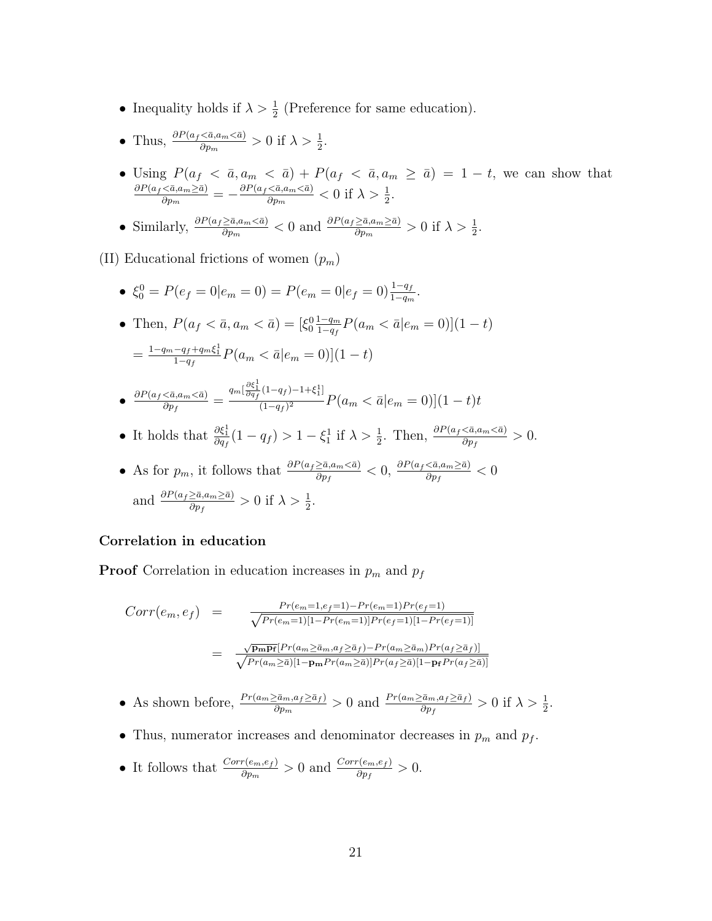- Inequality holds if $\lambda > \frac{1}{2}$ (Preference for same education).
- Thus, $\frac{\partial P(a_f<\bar{a}, a_m<\bar{a})}{\partial p_m} > 0$ if $\lambda > \frac{1}{2}$.
- Using $P(a_f < \bar{a}, a_m < \bar{a}) + P(a_f < \bar{a}, a_m \geq \bar{a}) = 1 - t$, we can show that $\frac{\partial P(a_f<\bar{a}, a_m\geq\bar{a})}{\partial p_m} = -\frac{\partial P(a_f<\bar{a}, a_m<\bar{a})}{\partial p_m} < 0$ if $\lambda > \frac{1}{2}$.
- Similarly, $\frac{\partial P(a_f\geq\bar{a}, a_m<\bar{a})}{\partial p_m} < 0$ and $\frac{\partial P(a_f\geq\bar{a}, a_m\geq\bar{a})}{\partial p_m} > 0$ if $\lambda > \frac{1}{2}$.

(II) Educational frictions of women ($p_m$)

- $\xi_0^0 = P(e_f = 0|e_m = 0) = P(e_m = 0|e_f = 0)\frac{1-q_f}{1-q_m}$.
- Then, $P(a_f < \bar{a}, a_m < \bar{a}) = [\xi_0^0 \frac{1-q_m}{1-q_f} P(a_m < \bar{a}|e_m = 0)](1-t)$

  $= \frac{1-q_m-q_f+q_m\xi_1^1}{1-q_f} P(a_m < \bar{a}|e_m = 0)](1-t)$

- $\frac{\partial P(a_f<\bar{a}, a_m<\bar{a})}{\partial p_f} = \frac{q_m[\frac{\partial \xi_1^1}{\partial q_f}(1-q_f)-1+\xi_1^1]}{(1-q_f)^2} P(a_m < \bar{a}|e_m = 0)](1-t)t$
- It holds that $\frac{\partial \xi_1^1}{\partial q_f}(1-q_f) > 1 - \xi_1^1$ if $\lambda > \frac{1}{2}$. Then, $\frac{\partial P(a_f<\bar{a}, a_m<\bar{a})}{\partial p_f} > 0$.
- As for $p_m$, it follows that $\frac{\partial P(a_f\geq\bar{a}, a_m<\bar{a})}{\partial p_f} < 0$, $\frac{\partial P(a_f<\bar{a}, a_m\geq\bar{a})}{\partial p_f} < 0$

  and $\frac{\partial P(a_f\geq\bar{a}, a_m\geq\bar{a})}{\partial p_f} > 0$ if $\lambda > \frac{1}{2}$.

### Correlation in education

**Proof** Correlation in education increases in $p_m$ and $p_f$

$$
\begin{aligned}
Corr(e_m, e_f) &= \frac{Pr(e_m=1, e_f=1) - Pr(e_m=1)Pr(e_f=1)}{\sqrt{Pr(e_m=1)[1-Pr(e_m=1)]Pr(e_f=1)[1-Pr(e_f=1)]}} \\
&= \frac{\sqrt{\mathbf{p_m p_f}}[Pr(a_m\geq\bar{a}_m, a_f\geq\bar{a}_f) - Pr(a_m\geq\bar{a}_m)Pr(a_f\geq\bar{a}_f)]}{\sqrt{Pr(a_m\geq\bar{a})[1-\mathbf{p_m}Pr(a_m\geq\bar{a})]Pr(a_f\geq\bar{a})[1-\mathbf{p_f}Pr(a_f\geq\bar{a})]}}
\end{aligned}
$$

- As shown before, $\frac{Pr(a_m\geq\bar{a}_m, a_f\geq\bar{a}_f)}{\partial p_m} > 0$ and $\frac{Pr(a_m\geq\bar{a}_m, a_f\geq\bar{a}_f)}{\partial p_f} > 0$ if $\lambda > \frac{1}{2}$.
- Thus, numerator increases and denominator decreases in $p_m$ and $p_f$.
- It follows that $\frac{Corr(e_m, e_f)}{\partial p_m} > 0$ and $\frac{Corr(e_m, e_f)}{\partial p_f} > 0$.